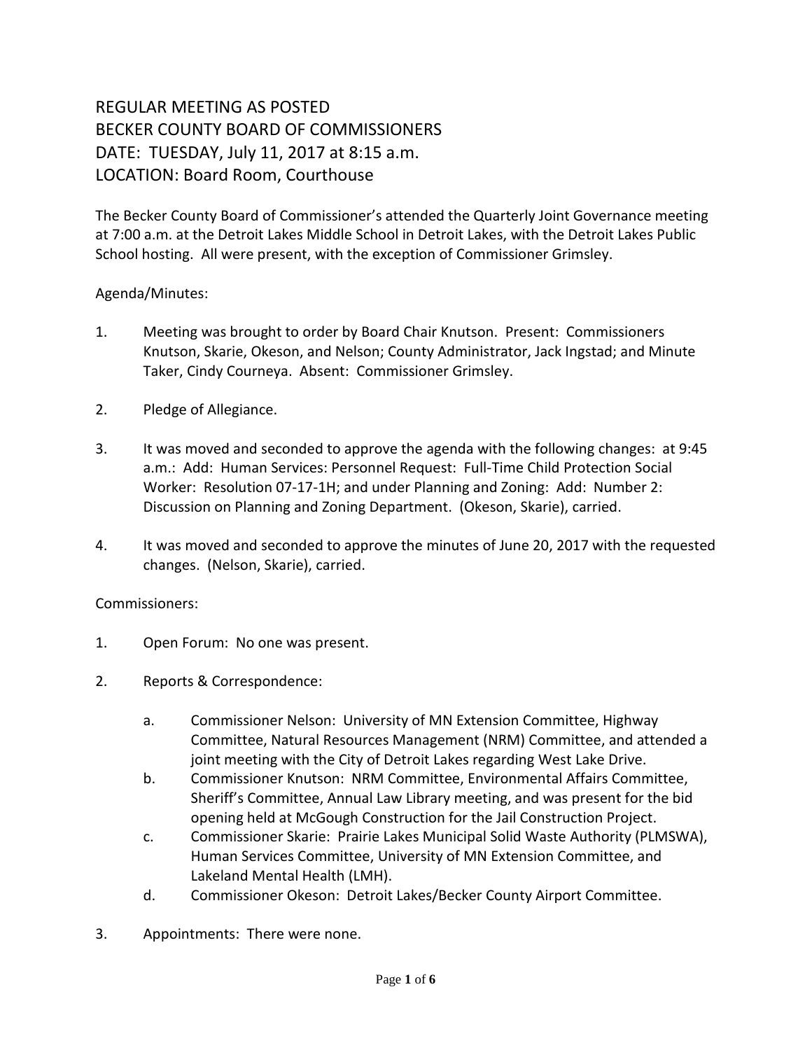# REGULAR MEETING AS POSTED
# BECKER COUNTY BOARD OF COMMISSIONERS
# DATE: TUESDAY, July 11, 2017 at 8:15 a.m.
# LOCATION: Board Room, Courthouse

The Becker County Board of Commissioner's attended the Quarterly Joint Governance meeting at 7:00 a.m. at the Detroit Lakes Middle School in Detroit Lakes, with the Detroit Lakes Public School hosting. All were present, with the exception of Commissioner Grimsley.

Agenda/Minutes:

1. Meeting was brought to order by Board Chair Knutson. Present: Commissioners Knutson, Skarie, Okeson, and Nelson; County Administrator, Jack Ingstad; and Minute Taker, Cindy Courneya. Absent: Commissioner Grimsley.

2. Pledge of Allegiance.

3. It was moved and seconded to approve the agenda with the following changes: at 9:45 a.m.: Add: Human Services: Personnel Request: Full-Time Child Protection Social Worker: Resolution 07-17-1H; and under Planning and Zoning: Add: Number 2: Discussion on Planning and Zoning Department. (Okeson, Skarie), carried.

4. It was moved and seconded to approve the minutes of June 20, 2017 with the requested changes. (Nelson, Skarie), carried.

Commissioners:

1. Open Forum: No one was present.

2. Reports & Correspondence:

   a. Commissioner Nelson: University of MN Extension Committee, Highway Committee, Natural Resources Management (NRM) Committee, and attended a joint meeting with the City of Detroit Lakes regarding West Lake Drive.
   
   b. Commissioner Knutson: NRM Committee, Environmental Affairs Committee, Sheriff's Committee, Annual Law Library meeting, and was present for the bid opening held at McGough Construction for the Jail Construction Project.
   
   c. Commissioner Skarie: Prairie Lakes Municipal Solid Waste Authority (PLMSWA), Human Services Committee, University of MN Extension Committee, and Lakeland Mental Health (LMH).
   
   d. Commissioner Okeson: Detroit Lakes/Becker County Airport Committee.

3. Appointments: There were none.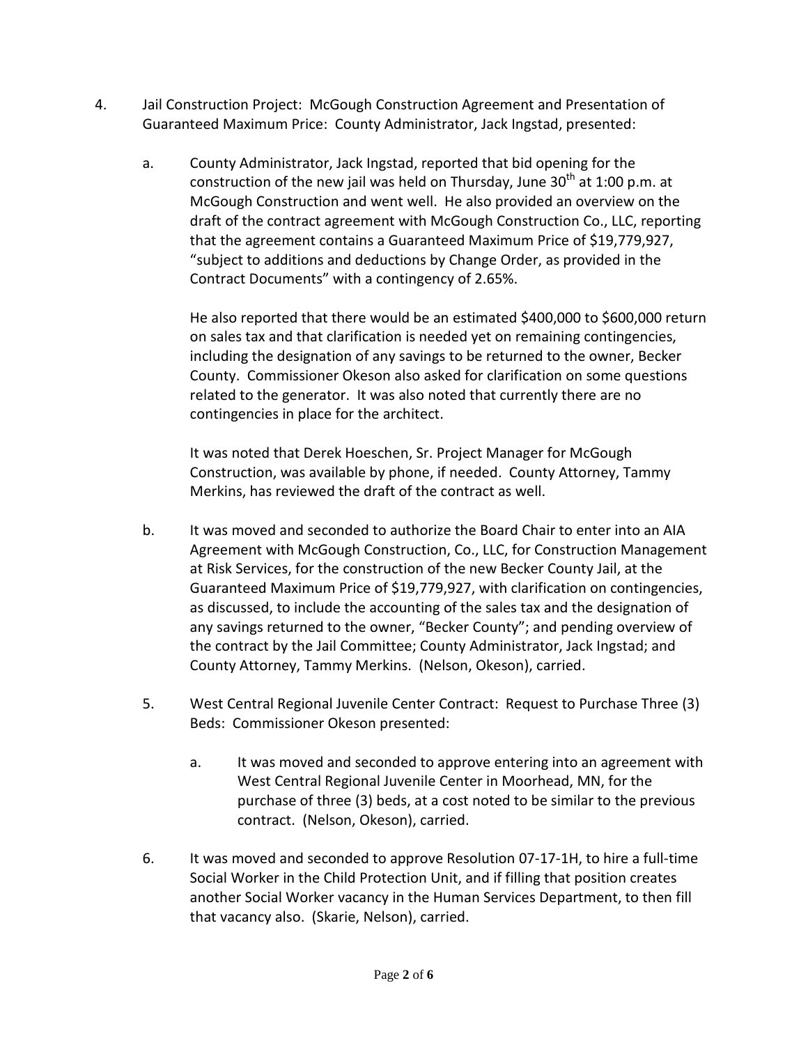4. Jail Construction Project: McGough Construction Agreement and Presentation of Guaranteed Maximum Price: County Administrator, Jack Ingstad, presented:

   a. County Administrator, Jack Ingstad, reported that bid opening for the construction of the new jail was held on Thursday, June 30th at 1:00 p.m. at McGough Construction and went well. He also provided an overview on the draft of the contract agreement with McGough Construction Co., LLC, reporting that the agreement contains a Guaranteed Maximum Price of $19,779,927, "subject to additions and deductions by Change Order, as provided in the Contract Documents" with a contingency of 2.65%.

      He also reported that there would be an estimated $400,000 to $600,000 return on sales tax and that clarification is needed yet on remaining contingencies, including the designation of any savings to be returned to the owner, Becker County. Commissioner Okeson also asked for clarification on some questions related to the generator. It was also noted that currently there are no contingencies in place for the architect.

      It was noted that Derek Hoeschen, Sr. Project Manager for McGough Construction, was available by phone, if needed. County Attorney, Tammy Merkins, has reviewed the draft of the contract as well.

   b. It was moved and seconded to authorize the Board Chair to enter into an AIA Agreement with McGough Construction, Co., LLC, for Construction Management at Risk Services, for the construction of the new Becker County Jail, at the Guaranteed Maximum Price of $19,779,927, with clarification on contingencies, as discussed, to include the accounting of the sales tax and the designation of any savings returned to the owner, "Becker County"; and pending overview of the contract by the Jail Committee; County Administrator, Jack Ingstad; and County Attorney, Tammy Merkins. (Nelson, Okeson), carried.

5. West Central Regional Juvenile Center Contract: Request to Purchase Three (3) Beds: Commissioner Okeson presented:

   a. It was moved and seconded to approve entering into an agreement with West Central Regional Juvenile Center in Moorhead, MN, for the purchase of three (3) beds, at a cost noted to be similar to the previous contract. (Nelson, Okeson), carried.

6. It was moved and seconded to approve Resolution 07-17-1H, to hire a full-time Social Worker in the Child Protection Unit, and if filling that position creates another Social Worker vacancy in the Human Services Department, to then fill that vacancy also. (Skarie, Nelson), carried.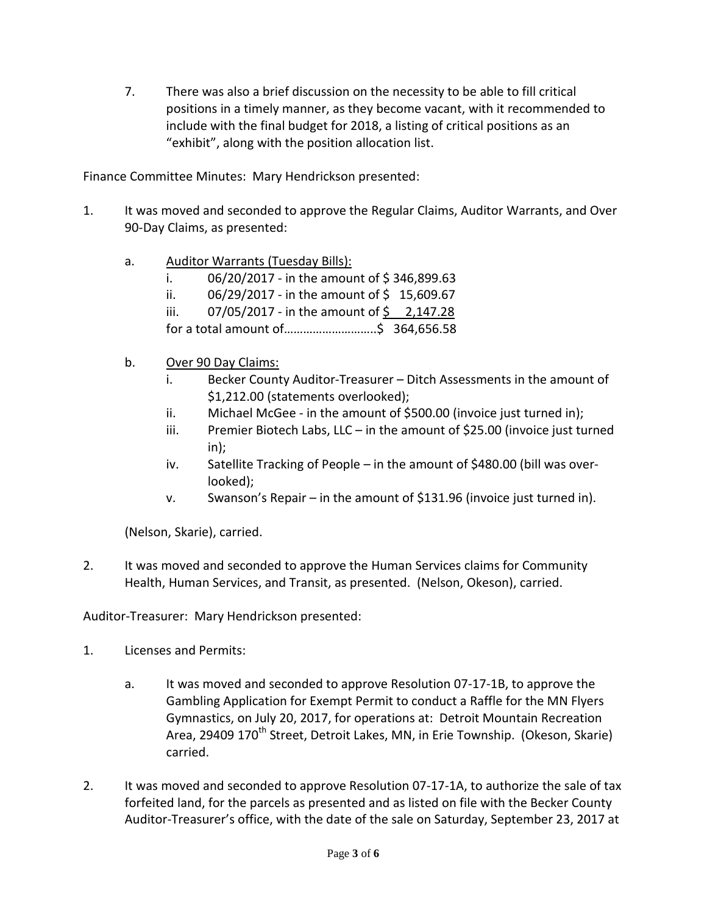7. There was also a brief discussion on the necessity to be able to fill critical positions in a timely manner, as they become vacant, with it recommended to include with the final budget for 2018, a listing of critical positions as an "exhibit", along with the position allocation list.

Finance Committee Minutes: Mary Hendrickson presented:

1. It was moved and seconded to approve the Regular Claims, Auditor Warrants, and Over 90-Day Claims, as presented:

   a. Auditor Warrants (Tuesday Bills):
      i. 06/20/2017 - in the amount of $ 346,899.63
      ii. 06/29/2017 - in the amount of $ 15,609.67
      iii. 07/05/2017 - in the amount of $ 2,147.28
      
      for a total amount of……………………….$ 364,656.58

   b. Over 90 Day Claims:
      i. Becker County Auditor-Treasurer – Ditch Assessments in the amount of $1,212.00 (statements overlooked);
      ii. Michael McGee - in the amount of $500.00 (invoice just turned in);
      iii. Premier Biotech Labs, LLC – in the amount of $25.00 (invoice just turned in);
      iv. Satellite Tracking of People – in the amount of $480.00 (bill was overlooked);
      v. Swanson's Repair – in the amount of $131.96 (invoice just turned in).

   (Nelson, Skarie), carried.

2. It was moved and seconded to approve the Human Services claims for Community Health, Human Services, and Transit, as presented. (Nelson, Okeson), carried.

Auditor-Treasurer: Mary Hendrickson presented:

1. Licenses and Permits:

   a. It was moved and seconded to approve Resolution 07-17-1B, to approve the Gambling Application for Exempt Permit to conduct a Raffle for the MN Flyers Gymnastics, on July 20, 2017, for operations at: Detroit Mountain Recreation Area, 29409 170th Street, Detroit Lakes, MN, in Erie Township. (Okeson, Skarie) carried.

2. It was moved and seconded to approve Resolution 07-17-1A, to authorize the sale of tax forfeited land, for the parcels as presented and as listed on file with the Becker County Auditor-Treasurer's office, with the date of the sale on Saturday, September 23, 2017 at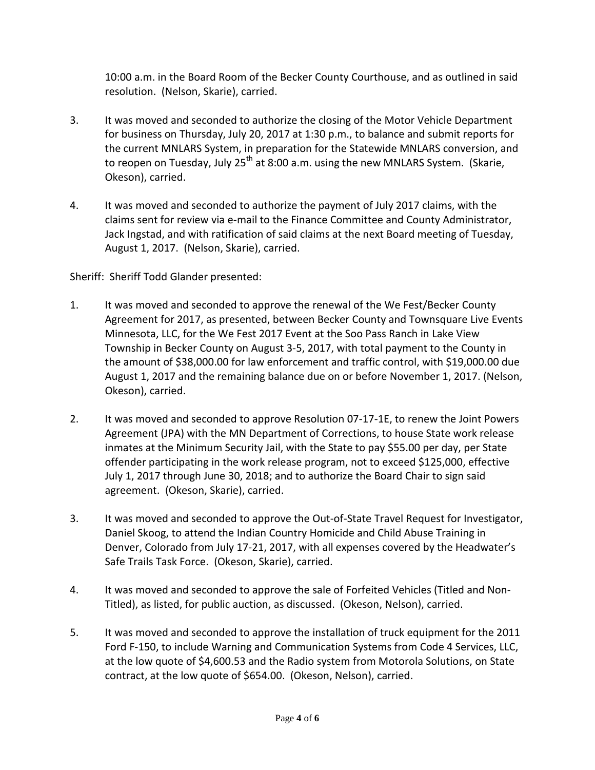10:00 a.m. in the Board Room of the Becker County Courthouse, and as outlined in said resolution. (Nelson, Skarie), carried.

3. It was moved and seconded to authorize the closing of the Motor Vehicle Department for business on Thursday, July 20, 2017 at 1:30 p.m., to balance and submit reports for the current MNLARS System, in preparation for the Statewide MNLARS conversion, and to reopen on Tuesday, July 25th at 8:00 a.m. using the new MNLARS System. (Skarie, Okeson), carried.

4. It was moved and seconded to authorize the payment of July 2017 claims, with the claims sent for review via e-mail to the Finance Committee and County Administrator, Jack Ingstad, and with ratification of said claims at the next Board meeting of Tuesday, August 1, 2017. (Nelson, Skarie), carried.

Sheriff: Sheriff Todd Glander presented:

1. It was moved and seconded to approve the renewal of the We Fest/Becker County Agreement for 2017, as presented, between Becker County and Townsquare Live Events Minnesota, LLC, for the We Fest 2017 Event at the Soo Pass Ranch in Lake View Township in Becker County on August 3-5, 2017, with total payment to the County in the amount of $38,000.00 for law enforcement and traffic control, with $19,000.00 due August 1, 2017 and the remaining balance due on or before November 1, 2017. (Nelson, Okeson), carried.

2. It was moved and seconded to approve Resolution 07-17-1E, to renew the Joint Powers Agreement (JPA) with the MN Department of Corrections, to house State work release inmates at the Minimum Security Jail, with the State to pay $55.00 per day, per State offender participating in the work release program, not to exceed $125,000, effective July 1, 2017 through June 30, 2018; and to authorize the Board Chair to sign said agreement. (Okeson, Skarie), carried.

3. It was moved and seconded to approve the Out-of-State Travel Request for Investigator, Daniel Skoog, to attend the Indian Country Homicide and Child Abuse Training in Denver, Colorado from July 17-21, 2017, with all expenses covered by the Headwater's Safe Trails Task Force. (Okeson, Skarie), carried.

4. It was moved and seconded to approve the sale of Forfeited Vehicles (Titled and Non-Titled), as listed, for public auction, as discussed. (Okeson, Nelson), carried.

5. It was moved and seconded to approve the installation of truck equipment for the 2011 Ford F-150, to include Warning and Communication Systems from Code 4 Services, LLC, at the low quote of $4,600.53 and the Radio system from Motorola Solutions, on State contract, at the low quote of $654.00. (Okeson, Nelson), carried.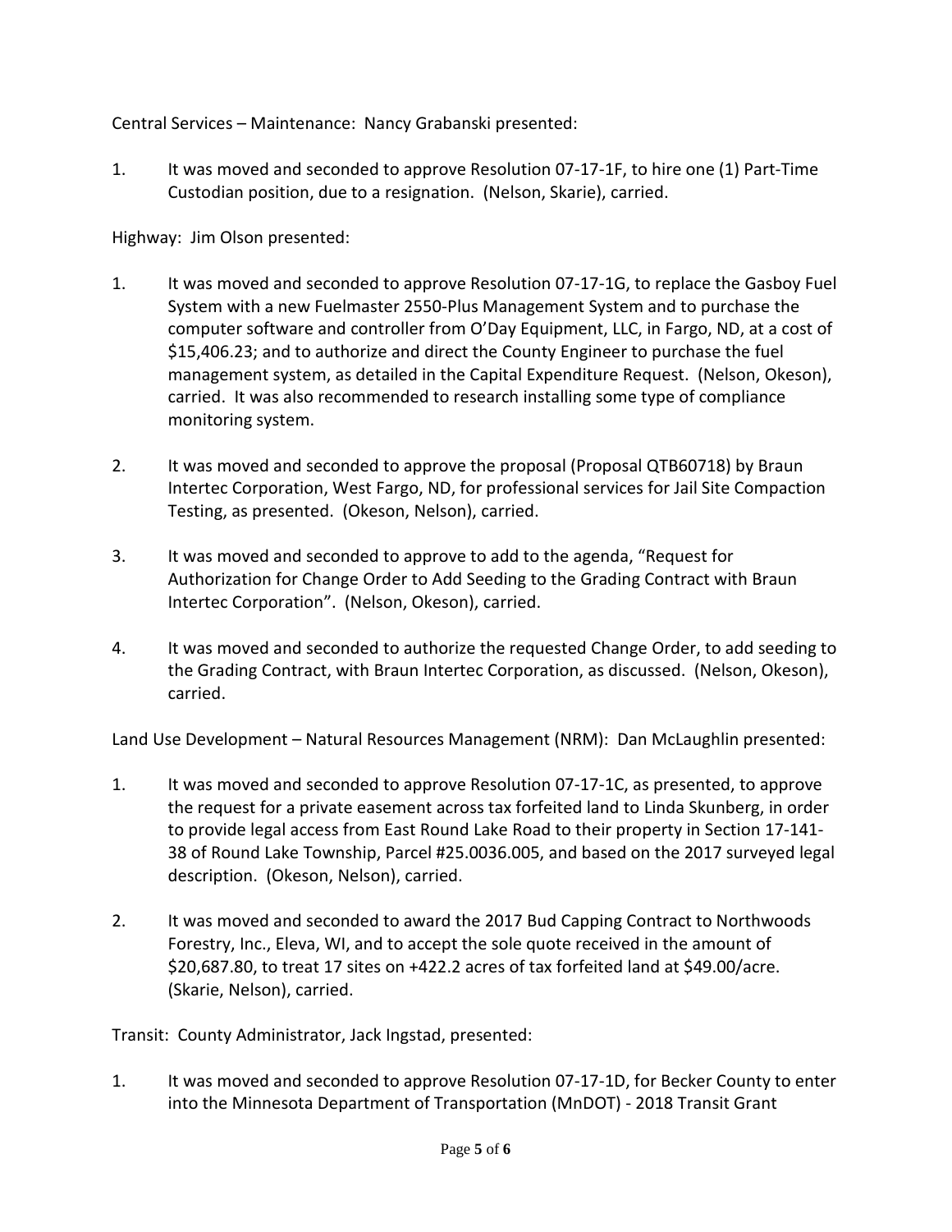Central Services – Maintenance: Nancy Grabanski presented:

1. It was moved and seconded to approve Resolution 07-17-1F, to hire one (1) Part-Time Custodian position, due to a resignation. (Nelson, Skarie), carried.

Highway: Jim Olson presented:

1. It was moved and seconded to approve Resolution 07-17-1G, to replace the Gasboy Fuel System with a new Fuelmaster 2550-Plus Management System and to purchase the computer software and controller from O'Day Equipment, LLC, in Fargo, ND, at a cost of $15,406.23; and to authorize and direct the County Engineer to purchase the fuel management system, as detailed in the Capital Expenditure Request. (Nelson, Okeson), carried. It was also recommended to research installing some type of compliance monitoring system.

2. It was moved and seconded to approve the proposal (Proposal QTB60718) by Braun Intertec Corporation, West Fargo, ND, for professional services for Jail Site Compaction Testing, as presented. (Okeson, Nelson), carried.

3. It was moved and seconded to approve to add to the agenda, "Request for Authorization for Change Order to Add Seeding to the Grading Contract with Braun Intertec Corporation". (Nelson, Okeson), carried.

4. It was moved and seconded to authorize the requested Change Order, to add seeding to the Grading Contract, with Braun Intertec Corporation, as discussed. (Nelson, Okeson), carried.

Land Use Development – Natural Resources Management (NRM): Dan McLaughlin presented:

1. It was moved and seconded to approve Resolution 07-17-1C, as presented, to approve the request for a private easement across tax forfeited land to Linda Skunberg, in order to provide legal access from East Round Lake Road to their property in Section 17-141-38 of Round Lake Township, Parcel #25.0036.005, and based on the 2017 surveyed legal description. (Okeson, Nelson), carried.

2. It was moved and seconded to award the 2017 Bud Capping Contract to Northwoods Forestry, Inc., Eleva, WI, and to accept the sole quote received in the amount of $20,687.80, to treat 17 sites on +422.2 acres of tax forfeited land at $49.00/acre. (Skarie, Nelson), carried.

Transit: County Administrator, Jack Ingstad, presented:

1. It was moved and seconded to approve Resolution 07-17-1D, for Becker County to enter into the Minnesota Department of Transportation (MnDOT) - 2018 Transit Grant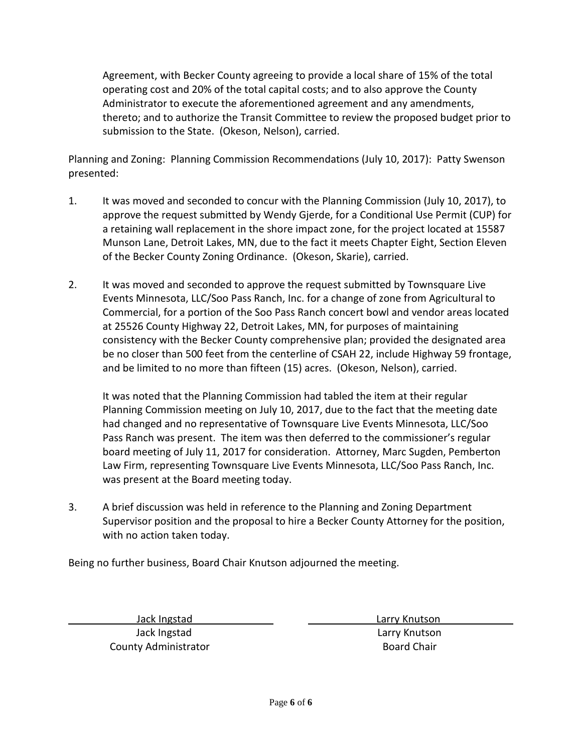Agreement, with Becker County agreeing to provide a local share of 15% of the total operating cost and 20% of the total capital costs; and to also approve the County Administrator to execute the aforementioned agreement and any amendments, thereto; and to authorize the Transit Committee to review the proposed budget prior to submission to the State. (Okeson, Nelson), carried.

Planning and Zoning: Planning Commission Recommendations (July 10, 2017): Patty Swenson presented:

1. It was moved and seconded to concur with the Planning Commission (July 10, 2017), to approve the request submitted by Wendy Gjerde, for a Conditional Use Permit (CUP) for a retaining wall replacement in the shore impact zone, for the project located at 15587 Munson Lane, Detroit Lakes, MN, due to the fact it meets Chapter Eight, Section Eleven of the Becker County Zoning Ordinance. (Okeson, Skarie), carried.

2. It was moved and seconded to approve the request submitted by Townsquare Live Events Minnesota, LLC/Soo Pass Ranch, Inc. for a change of zone from Agricultural to Commercial, for a portion of the Soo Pass Ranch concert bowl and vendor areas located at 25526 County Highway 22, Detroit Lakes, MN, for purposes of maintaining consistency with the Becker County comprehensive plan; provided the designated area be no closer than 500 feet from the centerline of CSAH 22, include Highway 59 frontage, and be limited to no more than fifteen (15) acres. (Okeson, Nelson), carried.

   It was noted that the Planning Commission had tabled the item at their regular Planning Commission meeting on July 10, 2017, due to the fact that the meeting date had changed and no representative of Townsquare Live Events Minnesota, LLC/Soo Pass Ranch was present. The item was then deferred to the commissioner's regular board meeting of July 11, 2017 for consideration. Attorney, Marc Sugden, Pemberton Law Firm, representing Townsquare Live Events Minnesota, LLC/Soo Pass Ranch, Inc. was present at the Board meeting today.

3. A brief discussion was held in reference to the Planning and Zoning Department Supervisor position and the proposal to hire a Becker County Attorney for the position, with no action taken today.

Being no further business, Board Chair Knutson adjourned the meeting.

Jack Ingstad
Jack Ingstad
County Administrator

Larry Knutson
Larry Knutson
Board Chair